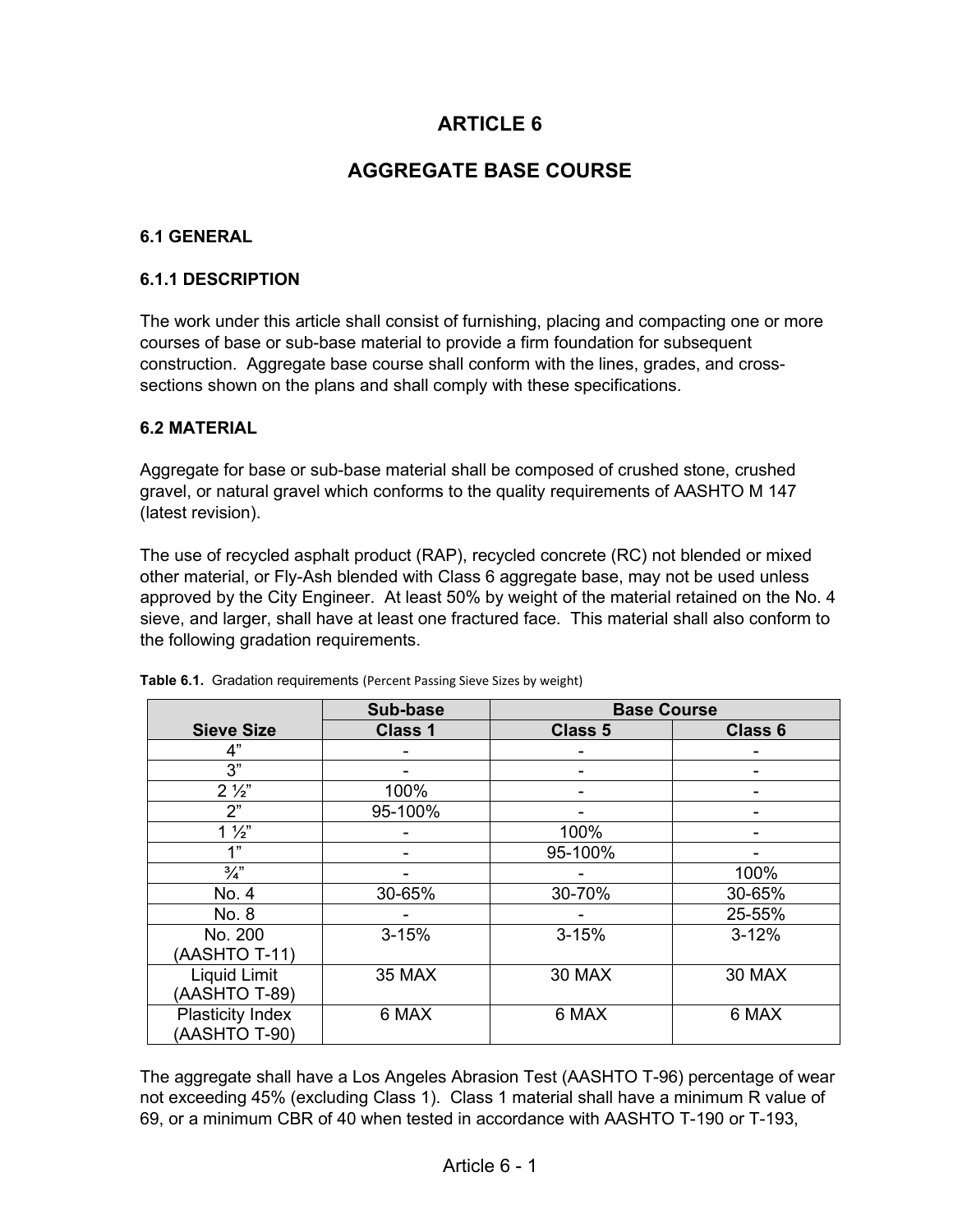# ARTICLE 6

# AGGREGATE BASE COURSE

### 6.1 GENERAL

### 6.1.1 DESCRIPTION

The work under this article shall consist of furnishing, placing and compacting one or more courses of base or sub-base material to provide a firm foundation for subsequent construction. Aggregate base course shall conform with the lines, grades, and cross-sections shown on the plans and shall comply with these specifications.

### 6.2 MATERIAL

Aggregate for base or sub-base material shall be composed of crushed stone, crushed gravel, or natural gravel which conforms to the quality requirements of AASHTO M 147 (latest revision).

The use of recycled asphalt product (RAP), recycled concrete (RC) not blended or mixed other material, or Fly-Ash blended with Class 6 aggregate base, may not be used unless approved by the City Engineer. At least 50% by weight of the material retained on the No. 4 sieve, and larger, shall have at least one fractured face. This material shall also conform to the following gradation requirements.

**Table 6.1.** Gradation requirements (Percent Passing Sieve Sizes by weight)

| | Sub-base | Base Course | |
|---|---|---|---|
| **Sieve Size** | **Class 1** | **Class 5** | **Class 6** |
| 4” | - | - | - |
| 3” | - | - | - |
| 2 ½” | 100% | - | - |
| 2” | 95-100% | - | - |
| 1 ½” | - | 100% | - |
| 1” | - | 95-100% | - |
| ¾” | - | - | 100% |
| No. 4 | 30-65% | 30-70% | 30-65% |
| No. 8 | - | - | 25-55% |
| No. 200 (AASHTO T-11) | 3-15% | 3-15% | 3-12% |
| Liquid Limit (AASHTO T-89) | 35 MAX | 30 MAX | 30 MAX |
| Plasticity Index (AASHTO T-90) | 6 MAX | 6 MAX | 6 MAX |

The aggregate shall have a Los Angeles Abrasion Test (AASHTO T-96) percentage of wear not exceeding 45% (excluding Class 1). Class 1 material shall have a minimum R value of 69, or a minimum CBR of 40 when tested in accordance with AASHTO T-190 or T-193,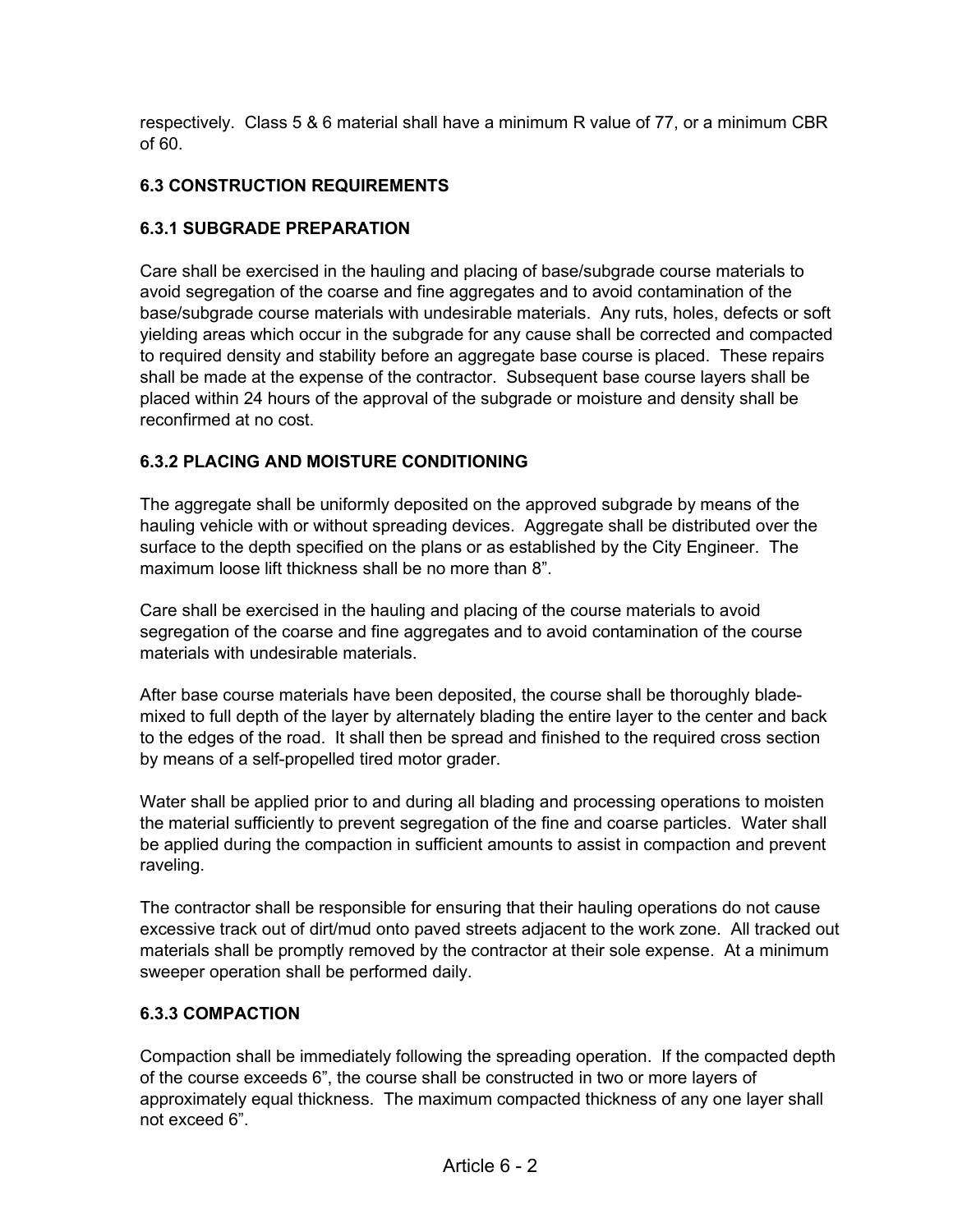respectively. Class 5 & 6 material shall have a minimum R value of 77, or a minimum CBR of 60.

### 6.3 CONSTRUCTION REQUIREMENTS

#### 6.3.1 SUBGRADE PREPARATION

Care shall be exercised in the hauling and placing of base/subgrade course materials to avoid segregation of the coarse and fine aggregates and to avoid contamination of the base/subgrade course materials with undesirable materials. Any ruts, holes, defects or soft yielding areas which occur in the subgrade for any cause shall be corrected and compacted to required density and stability before an aggregate base course is placed. These repairs shall be made at the expense of the contractor. Subsequent base course layers shall be placed within 24 hours of the approval of the subgrade or moisture and density shall be reconfirmed at no cost.

#### 6.3.2 PLACING AND MOISTURE CONDITIONING

The aggregate shall be uniformly deposited on the approved subgrade by means of the hauling vehicle with or without spreading devices. Aggregate shall be distributed over the surface to the depth specified on the plans or as established by the City Engineer. The maximum loose lift thickness shall be no more than 8".

Care shall be exercised in the hauling and placing of the course materials to avoid segregation of the coarse and fine aggregates and to avoid contamination of the course materials with undesirable materials.

After base course materials have been deposited, the course shall be thoroughly blade-mixed to full depth of the layer by alternately blading the entire layer to the center and back to the edges of the road. It shall then be spread and finished to the required cross section by means of a self-propelled tired motor grader.

Water shall be applied prior to and during all blading and processing operations to moisten the material sufficiently to prevent segregation of the fine and coarse particles. Water shall be applied during the compaction in sufficient amounts to assist in compaction and prevent raveling.

The contractor shall be responsible for ensuring that their hauling operations do not cause excessive track out of dirt/mud onto paved streets adjacent to the work zone. All tracked out materials shall be promptly removed by the contractor at their sole expense. At a minimum sweeper operation shall be performed daily.

#### 6.3.3 COMPACTION

Compaction shall be immediately following the spreading operation. If the compacted depth of the course exceeds 6", the course shall be constructed in two or more layers of approximately equal thickness. The maximum compacted thickness of any one layer shall not exceed 6".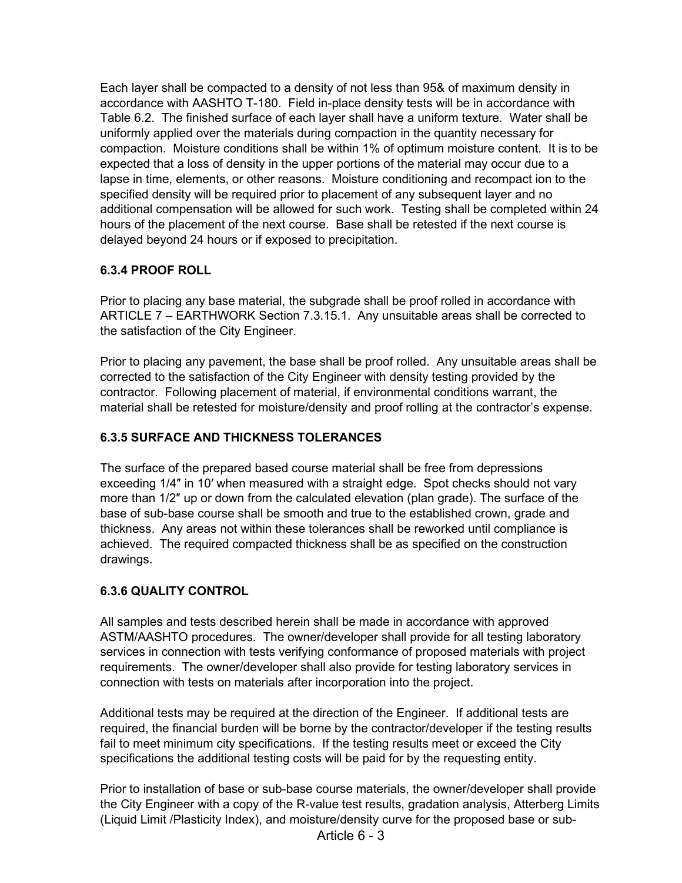Each layer shall be compacted to a density of not less than 95& of maximum density in accordance with AASHTO T-180. Field in-place density tests will be in accordance with Table 6.2. The finished surface of each layer shall have a uniform texture. Water shall be uniformly applied over the materials during compaction in the quantity necessary for compaction. Moisture conditions shall be within 1% of optimum moisture content. It is to be expected that a loss of density in the upper portions of the material may occur due to a lapse in time, elements, or other reasons. Moisture conditioning and recompact ion to the specified density will be required prior to placement of any subsequent layer and no additional compensation will be allowed for such work. Testing shall be completed within 24 hours of the placement of the next course. Base shall be retested if the next course is delayed beyond 24 hours or if exposed to precipitation.

### 6.3.4 PROOF ROLL

Prior to placing any base material, the subgrade shall be proof rolled in accordance with ARTICLE 7 – EARTHWORK Section 7.3.15.1. Any unsuitable areas shall be corrected to the satisfaction of the City Engineer.

Prior to placing any pavement, the base shall be proof rolled. Any unsuitable areas shall be corrected to the satisfaction of the City Engineer with density testing provided by the contractor. Following placement of material, if environmental conditions warrant, the material shall be retested for moisture/density and proof rolling at the contractor's expense.

### 6.3.5 SURFACE AND THICKNESS TOLERANCES

The surface of the prepared based course material shall be free from depressions exceeding 1/4″ in 10′ when measured with a straight edge. Spot checks should not vary more than 1/2″ up or down from the calculated elevation (plan grade). The surface of the base of sub-base course shall be smooth and true to the established crown, grade and thickness. Any areas not within these tolerances shall be reworked until compliance is achieved. The required compacted thickness shall be as specified on the construction drawings.

### 6.3.6 QUALITY CONTROL

All samples and tests described herein shall be made in accordance with approved ASTM/AASHTO procedures. The owner/developer shall provide for all testing laboratory services in connection with tests verifying conformance of proposed materials with project requirements. The owner/developer shall also provide for testing laboratory services in connection with tests on materials after incorporation into the project.

Additional tests may be required at the direction of the Engineer. If additional tests are required, the financial burden will be borne by the contractor/developer if the testing results fail to meet minimum city specifications. If the testing results meet or exceed the City specifications the additional testing costs will be paid for by the requesting entity.

Prior to installation of base or sub-base course materials, the owner/developer shall provide the City Engineer with a copy of the R-value test results, gradation analysis, Atterberg Limits (Liquid Limit /Plasticity Index), and moisture/density curve for the proposed base or sub-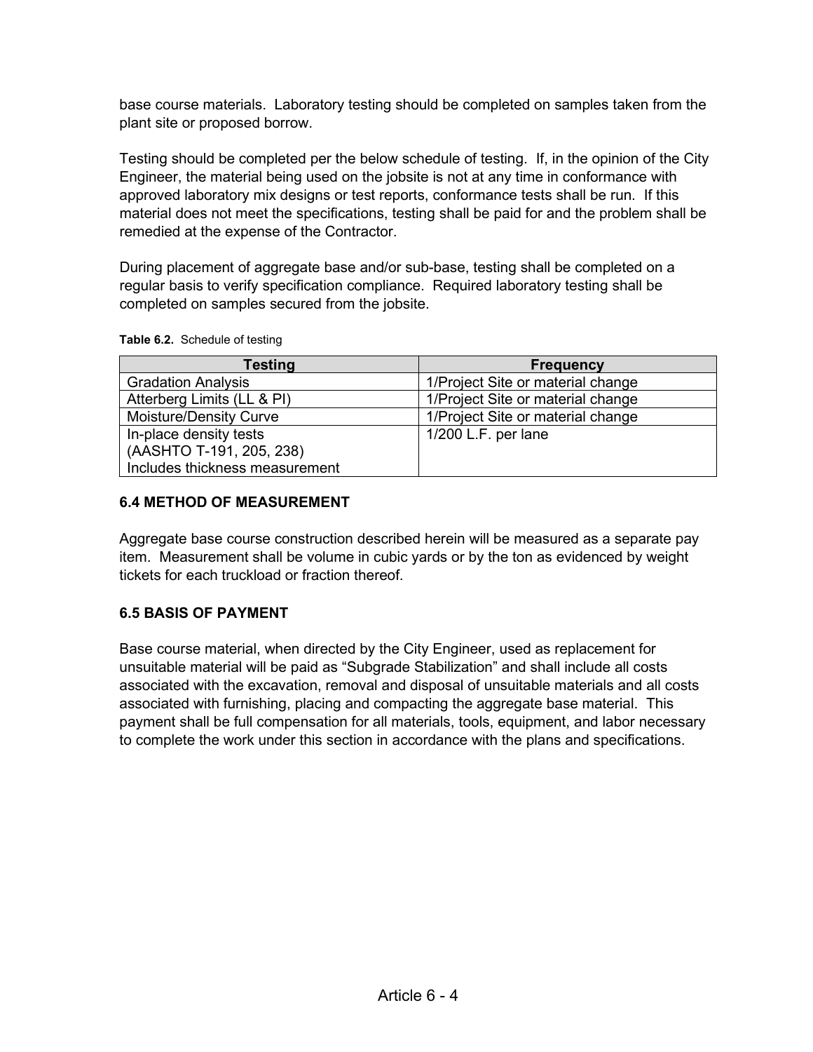base course materials. Laboratory testing should be completed on samples taken from the plant site or proposed borrow.

Testing should be completed per the below schedule of testing. If, in the opinion of the City Engineer, the material being used on the jobsite is not at any time in conformance with approved laboratory mix designs or test reports, conformance tests shall be run. If this material does not meet the specifications, testing shall be paid for and the problem shall be remedied at the expense of the Contractor.

During placement of aggregate base and/or sub-base, testing shall be completed on a regular basis to verify specification compliance. Required laboratory testing shall be completed on samples secured from the jobsite.

**Table 6.2.** Schedule of testing

| Testing | Frequency |
|---|---|
| Gradation Analysis | 1/Project Site or material change |
| Atterberg Limits (LL & PI) | 1/Project Site or material change |
| Moisture/Density Curve | 1/Project Site or material change |
| In-place density tests (AASHTO T-191, 205, 238) Includes thickness measurement | 1/200 L.F. per lane |

### 6.4 METHOD OF MEASUREMENT

Aggregate base course construction described herein will be measured as a separate pay item. Measurement shall be volume in cubic yards or by the ton as evidenced by weight tickets for each truckload or fraction thereof.

### 6.5 BASIS OF PAYMENT

Base course material, when directed by the City Engineer, used as replacement for unsuitable material will be paid as "Subgrade Stabilization" and shall include all costs associated with the excavation, removal and disposal of unsuitable materials and all costs associated with furnishing, placing and compacting the aggregate base material. This payment shall be full compensation for all materials, tools, equipment, and labor necessary to complete the work under this section in accordance with the plans and specifications.